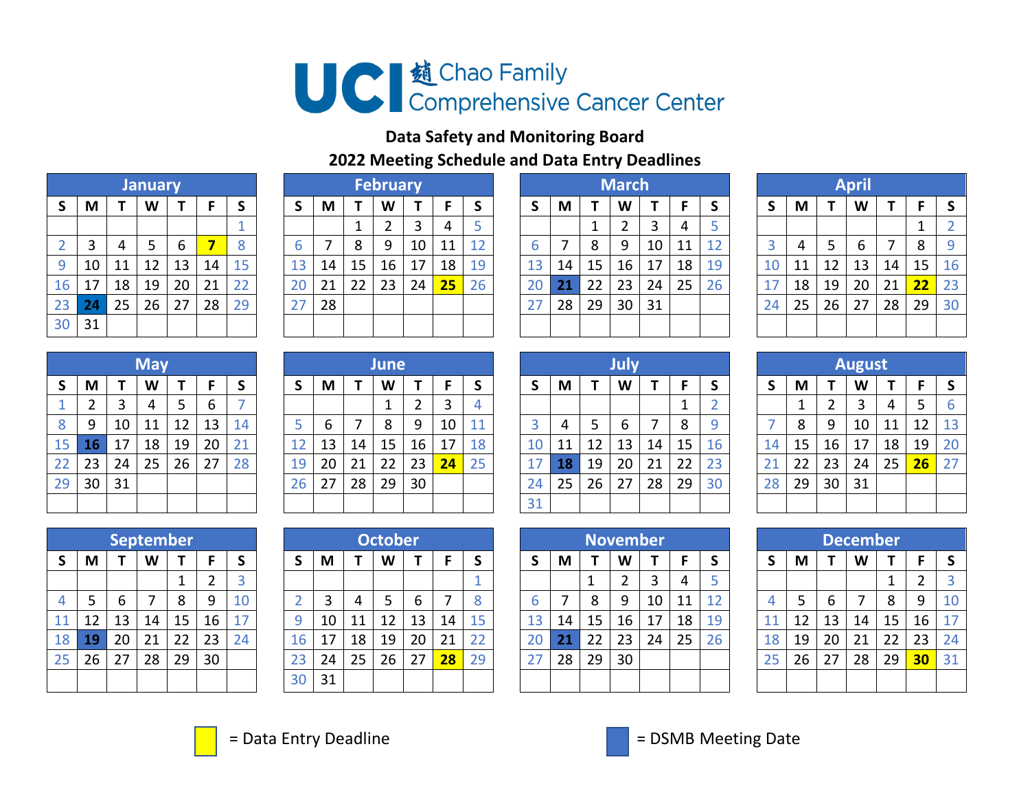UCI 趙 Chao Family Comprehensive Cancer Center

**Data Safety and Monitoring Board**
**2022 Meeting Schedule and Data Entry Deadlines**

## January

| S | M | T | W | T | F | S |
|---|---|---|---|---|---|---|
| | | | | | | 1 |
| 2 | 3 | 4 | 5 | 6 | **7** | 8 |
| 9 | 10 | 11 | 12 | 13 | 14 | 15 |
| 16 | 17 | 18 | 19 | 20 | 21 | 22 |
| 23 | **24** | 25 | 26 | 27 | 28 | 29 |
| 30 | 31 | | | | | |

## February

| S | M | T | W | T | F | S |
|---|---|---|---|---|---|---|
| | | 1 | 2 | 3 | 4 | 5 |
| 6 | 7 | 8 | 9 | 10 | 11 | 12 |
| 13 | 14 | 15 | 16 | 17 | 18 | 19 |
| 20 | 21 | 22 | 23 | 24 | **25** | 26 |
| 27 | 28 | | | | | |

## March

| S | M | T | W | T | F | S |
|---|---|---|---|---|---|---|
| | | 1 | 2 | 3 | 4 | 5 |
| 6 | 7 | 8 | 9 | 10 | 11 | 12 |
| 13 | 14 | 15 | 16 | 17 | 18 | 19 |
| 20 | **21** | 22 | 23 | 24 | 25 | 26 |
| 27 | 28 | 29 | 30 | 31 | | |

## April

| S | M | T | W | T | F | S |
|---|---|---|---|---|---|---|
| | | | | | 1 | 2 |
| 3 | 4 | 5 | 6 | 7 | 8 | 9 |
| 10 | 11 | 12 | 13 | 14 | 15 | 16 |
| 17 | 18 | 19 | 20 | 21 | **22** | 23 |
| 24 | 25 | 26 | 27 | 28 | 29 | 30 |

## May

| S | M | T | W | T | F | S |
|---|---|---|---|---|---|---|
| 1 | 2 | 3 | 4 | 5 | 6 | 7 |
| 8 | 9 | 10 | 11 | 12 | 13 | 14 |
| 15 | **16** | 17 | 18 | 19 | 20 | 21 |
| 22 | 23 | 24 | 25 | 26 | 27 | 28 |
| 29 | 30 | 31 | | | | |

## June

| S | M | T | W | T | F | S |
|---|---|---|---|---|---|---|
| | | | 1 | 2 | 3 | 4 |
| 5 | 6 | 7 | 8 | 9 | 10 | 11 |
| 12 | 13 | 14 | 15 | 16 | 17 | 18 |
| 19 | 20 | 21 | 22 | 23 | **24** | 25 |
| 26 | 27 | 28 | 29 | 30 | | |

## July

| S | M | T | W | T | F | S |
|---|---|---|---|---|---|---|
| | | | | | 1 | 2 |
| 3 | 4 | 5 | 6 | 7 | 8 | 9 |
| 10 | 11 | 12 | 13 | 14 | 15 | 16 |
| 17 | **18** | 19 | 20 | 21 | 22 | 23 |
| 24 | 25 | 26 | 27 | 28 | 29 | 30 |
| 31 | | | | | | |

## August

| S | M | T | W | T | F | S |
|---|---|---|---|---|---|---|
| | 1 | 2 | 3 | 4 | 5 | 6 |
| 7 | 8 | 9 | 10 | 11 | 12 | 13 |
| 14 | 15 | 16 | 17 | 18 | 19 | 20 |
| 21 | 22 | 23 | 24 | 25 | **26** | 27 |
| 28 | 29 | 30 | 31 | | | |

## September

| S | M | T | W | T | F | S |
|---|---|---|---|---|---|---|
| | | | | 1 | 2 | 3 |
| 4 | 5 | 6 | 7 | 8 | 9 | 10 |
| 11 | 12 | 13 | 14 | 15 | 16 | 17 |
| 18 | **19** | 20 | 21 | 22 | 23 | 24 |
| 25 | 26 | 27 | 28 | 29 | 30 | |

## October

| S | M | T | W | T | F | S |
|---|---|---|---|---|---|---|
| | | | | | | 1 |
| 2 | 3 | 4 | 5 | 6 | 7 | 8 |
| 9 | 10 | 11 | 12 | 13 | 14 | 15 |
| 16 | 17 | 18 | 19 | 20 | 21 | 22 |
| 23 | 24 | 25 | 26 | 27 | **28** | 29 |
| 30 | 31 | | | | | |

## November

| S | M | T | W | T | F | S |
|---|---|---|---|---|---|---|
| | | 1 | 2 | 3 | 4 | 5 |
| 6 | 7 | 8 | 9 | 10 | 11 | 12 |
| 13 | 14 | 15 | 16 | 17 | 18 | 19 |
| 20 | **21** | 22 | 23 | 24 | 25 | 26 |
| 27 | 28 | 29 | 30 | | | |

## December

| S | M | T | W | T | F | S |
|---|---|---|---|---|---|---|
| | | | | 1 | 2 | 3 |
| 4 | 5 | 6 | 7 | 8 | 9 | 10 |
| 11 | 12 | 13 | 14 | 15 | 16 | 17 |
| 18 | 19 | 20 | 21 | 22 | 23 | 24 |
| 25 | 26 | 27 | 28 | 29 | **30** | 31 |

(Yellow) = Data Entry Deadline

(Blue) = DSMB Meeting Date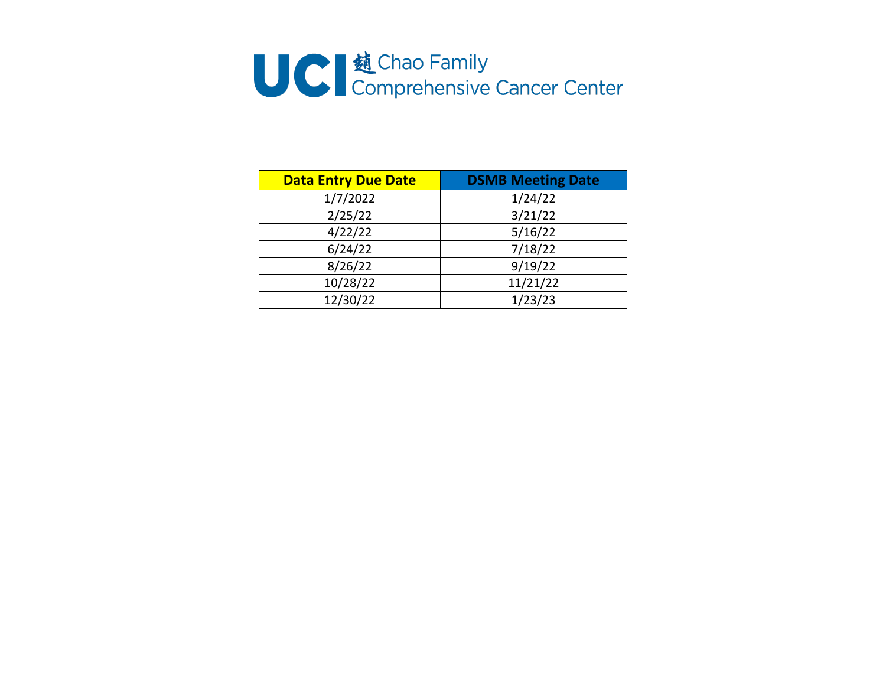UCI 趙 Chao Family Comprehensive Cancer Center

| Data Entry Due Date | DSMB Meeting Date |
| --- | --- |
| 1/7/2022 | 1/24/22 |
| 2/25/22 | 3/21/22 |
| 4/22/22 | 5/16/22 |
| 6/24/22 | 7/18/22 |
| 8/26/22 | 9/19/22 |
| 10/28/22 | 11/21/22 |
| 12/30/22 | 1/23/23 |